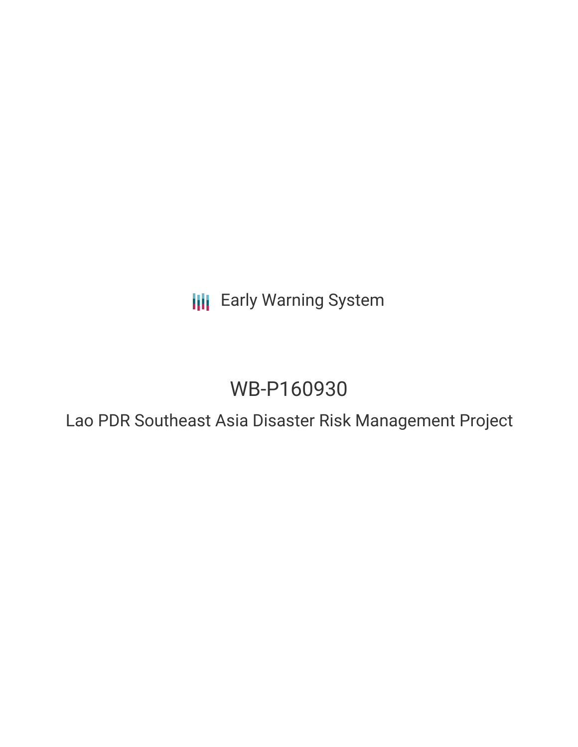Early Warning System

# WB-P160930

## Lao PDR Southeast Asia Disaster Risk Management Project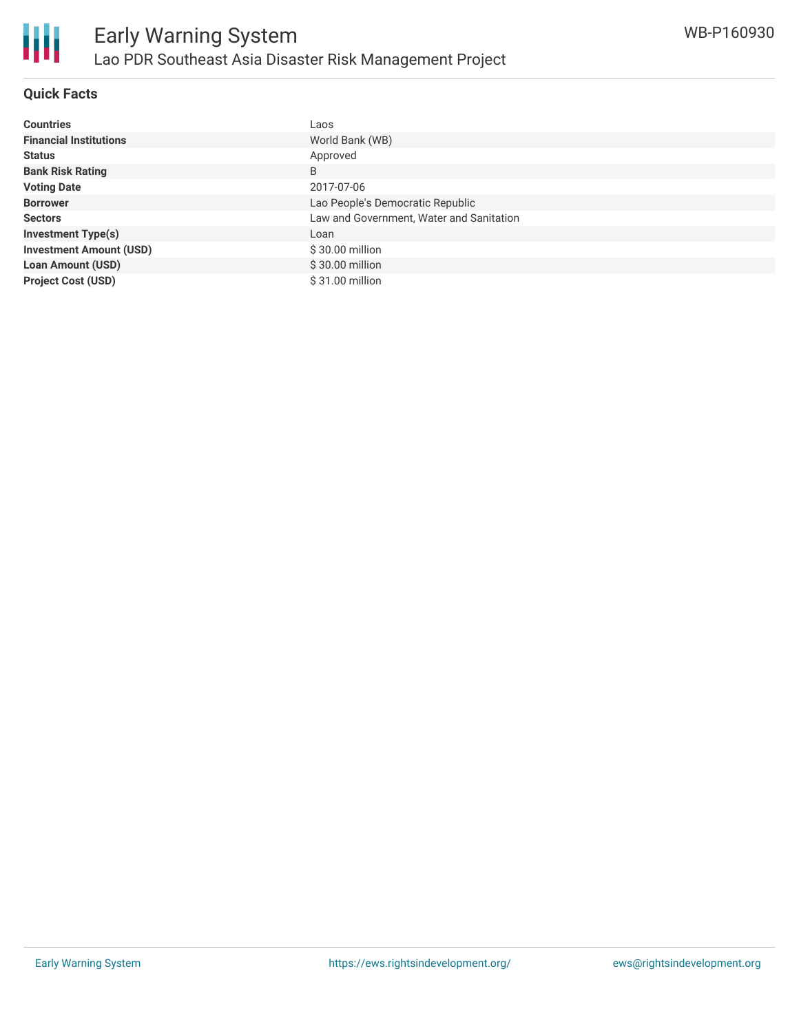## Quick Facts

| | |
|---|---|
| **Countries** | Laos |
| **Financial Institutions** | World Bank (WB) |
| **Status** | Approved |
| **Bank Risk Rating** | B |
| **Voting Date** | 2017-07-06 |
| **Borrower** | Lao People's Democratic Republic |
| **Sectors** | Law and Government, Water and Sanitation |
| **Investment Type(s)** | Loan |
| **Investment Amount (USD)** | $ 30.00 million |
| **Loan Amount (USD)** | $ 30.00 million |
| **Project Cost (USD)** | $ 31.00 million |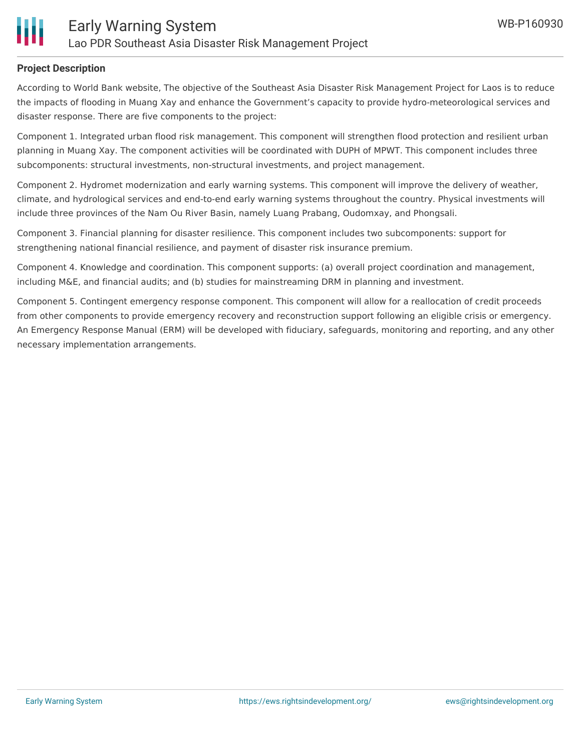**Project Description**

According to World Bank website, The objective of the Southeast Asia Disaster Risk Management Project for Laos is to reduce the impacts of flooding in Muang Xay and enhance the Government's capacity to provide hydro-meteorological services and disaster response. There are five components to the project:

Component 1. Integrated urban flood risk management. This component will strengthen flood protection and resilient urban planning in Muang Xay. The component activities will be coordinated with DUPH of MPWT. This component includes three subcomponents: structural investments, non-structural investments, and project management.

Component 2. Hydromet modernization and early warning systems. This component will improve the delivery of weather, climate, and hydrological services and end-to-end early warning systems throughout the country. Physical investments will include three provinces of the Nam Ou River Basin, namely Luang Prabang, Oudomxay, and Phongsali.

Component 3. Financial planning for disaster resilience. This component includes two subcomponents: support for strengthening national financial resilience, and payment of disaster risk insurance premium.

Component 4. Knowledge and coordination. This component supports: (a) overall project coordination and management, including M&E, and financial audits; and (b) studies for mainstreaming DRM in planning and investment.

Component 5. Contingent emergency response component. This component will allow for a reallocation of credit proceeds from other components to provide emergency recovery and reconstruction support following an eligible crisis or emergency. An Emergency Response Manual (ERM) will be developed with fiduciary, safeguards, monitoring and reporting, and any other necessary implementation arrangements.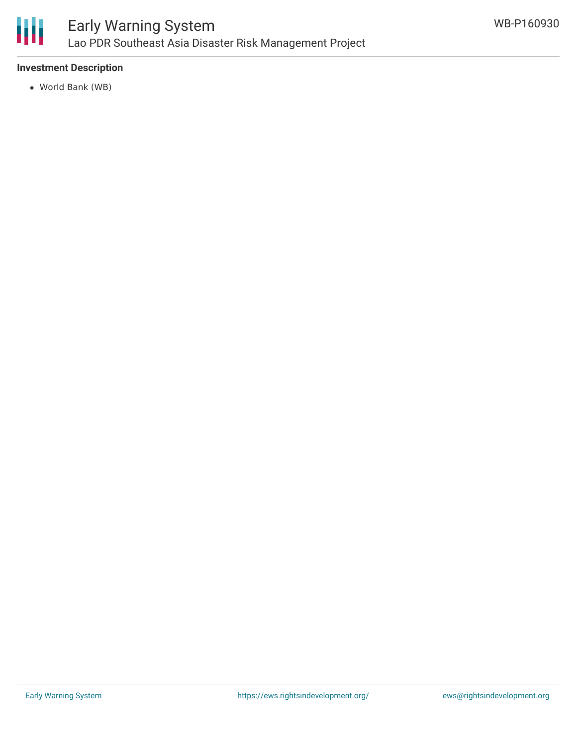### Investment Description

- World Bank (WB)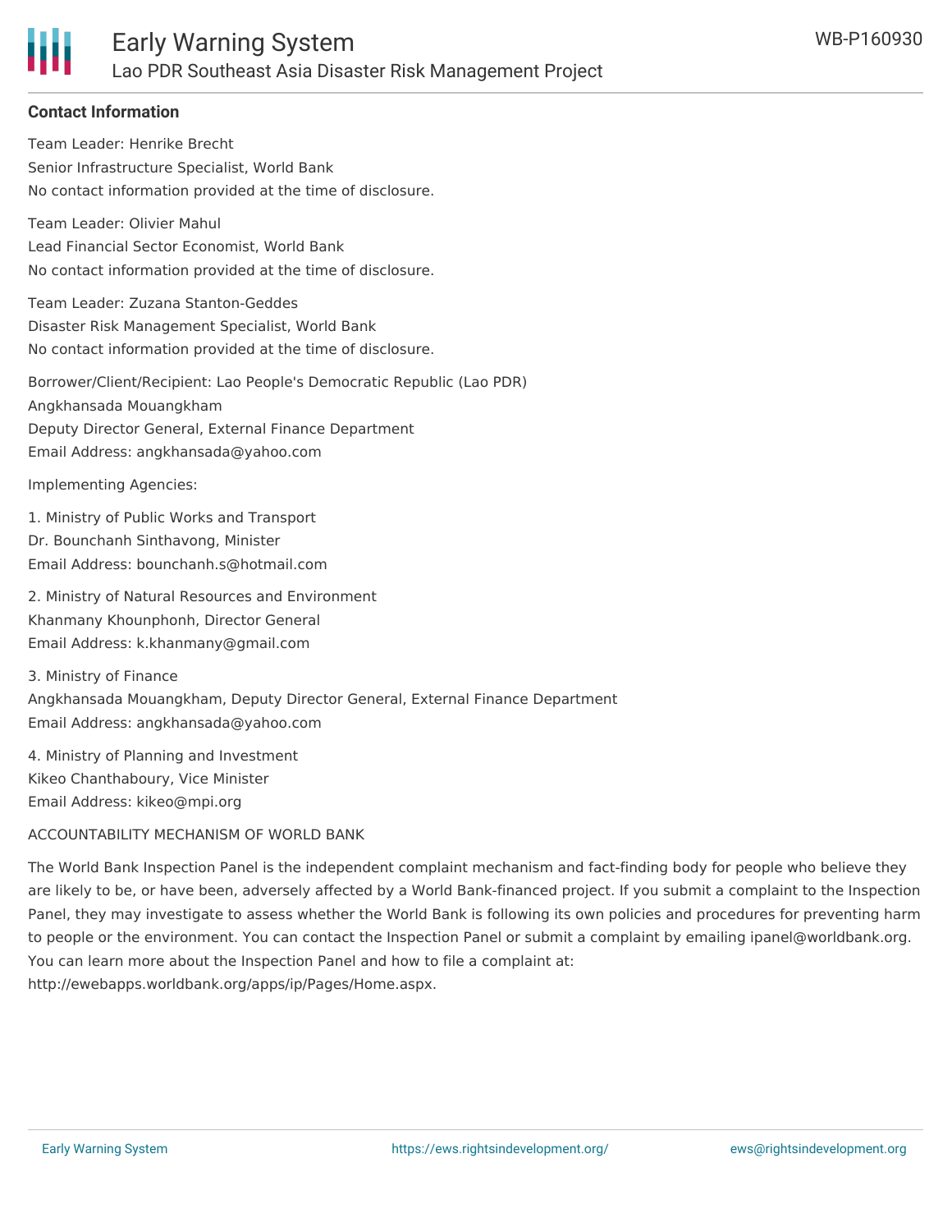## Contact Information

Team Leader: Henrike Brecht
Senior Infrastructure Specialist, World Bank
No contact information provided at the time of disclosure.

Team Leader: Olivier Mahul
Lead Financial Sector Economist, World Bank
No contact information provided at the time of disclosure.

Team Leader: Zuzana Stanton-Geddes
Disaster Risk Management Specialist, World Bank
No contact information provided at the time of disclosure.

Borrower/Client/Recipient: Lao People's Democratic Republic (Lao PDR)
Angkhansada Mouangkham
Deputy Director General, External Finance Department
Email Address: angkhansada@yahoo.com

Implementing Agencies:

1. Ministry of Public Works and Transport
Dr. Bounchanh Sinthavong, Minister
Email Address: bounchanh.s@hotmail.com

2. Ministry of Natural Resources and Environment
Khanmany Khounphonh, Director General
Email Address: k.khanmany@gmail.com

3. Ministry of Finance
Angkhansada Mouangkham, Deputy Director General, External Finance Department
Email Address: angkhansada@yahoo.com

4. Ministry of Planning and Investment
Kikeo Chanthaboury, Vice Minister
Email Address: kikeo@mpi.org

ACCOUNTABILITY MECHANISM OF WORLD BANK

The World Bank Inspection Panel is the independent complaint mechanism and fact-finding body for people who believe they are likely to be, or have been, adversely affected by a World Bank-financed project. If you submit a complaint to the Inspection Panel, they may investigate to assess whether the World Bank is following its own policies and procedures for preventing harm to people or the environment. You can contact the Inspection Panel or submit a complaint by emailing ipanel@worldbank.org. You can learn more about the Inspection Panel and how to file a complaint at: http://ewebapps.worldbank.org/apps/ip/Pages/Home.aspx.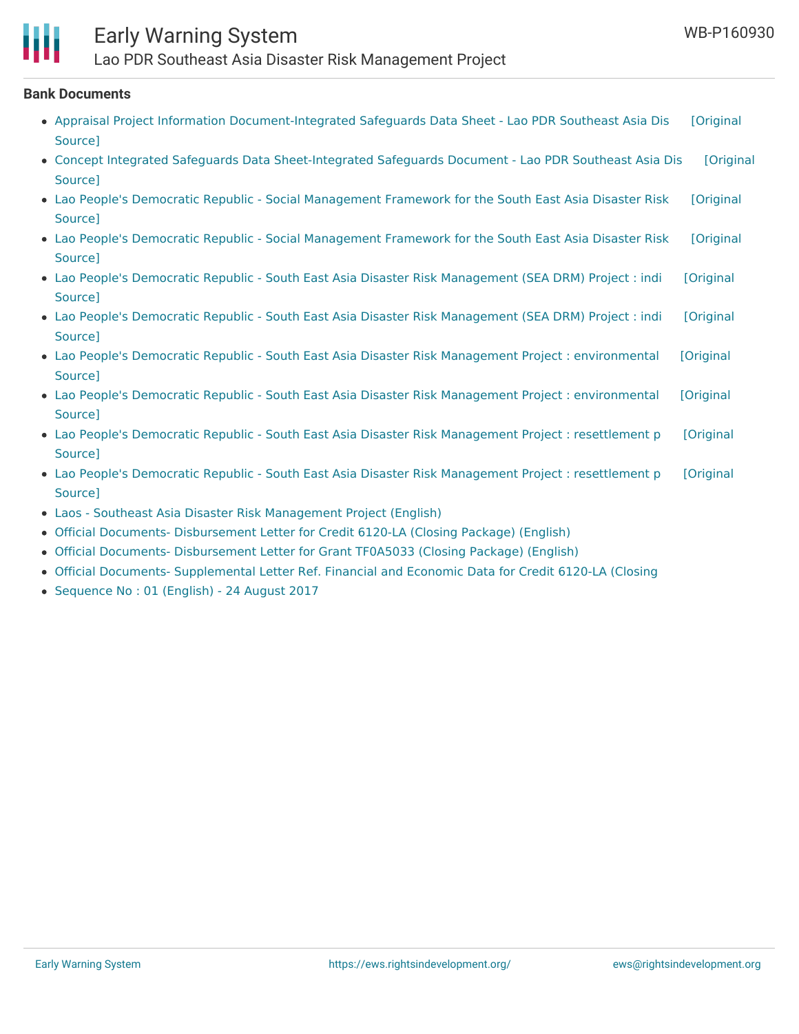**Bank Documents**

- Appraisal Project Information Document-Integrated Safeguards Data Sheet - Lao PDR Southeast Asia Dis [Original Source]
- Concept Integrated Safeguards Data Sheet-Integrated Safeguards Document - Lao PDR Southeast Asia Dis [Original Source]
- Lao People's Democratic Republic - Social Management Framework for the South East Asia Disaster Risk [Original Source]
- Lao People's Democratic Republic - Social Management Framework for the South East Asia Disaster Risk [Original Source]
- Lao People's Democratic Republic - South East Asia Disaster Risk Management (SEA DRM) Project : indi [Original Source]
- Lao People's Democratic Republic - South East Asia Disaster Risk Management (SEA DRM) Project : indi [Original Source]
- Lao People's Democratic Republic - South East Asia Disaster Risk Management Project : environmental [Original Source]
- Lao People's Democratic Republic - South East Asia Disaster Risk Management Project : environmental [Original Source]
- Lao People's Democratic Republic - South East Asia Disaster Risk Management Project : resettlement p [Original Source]
- Lao People's Democratic Republic - South East Asia Disaster Risk Management Project : resettlement p [Original Source]
- Laos - Southeast Asia Disaster Risk Management Project (English)
- Official Documents- Disbursement Letter for Credit 6120-LA (Closing Package) (English)
- Official Documents- Disbursement Letter for Grant TF0A5033 (Closing Package) (English)
- Official Documents- Supplemental Letter Ref. Financial and Economic Data for Credit 6120-LA (Closing
- Sequence No : 01 (English) - 24 August 2017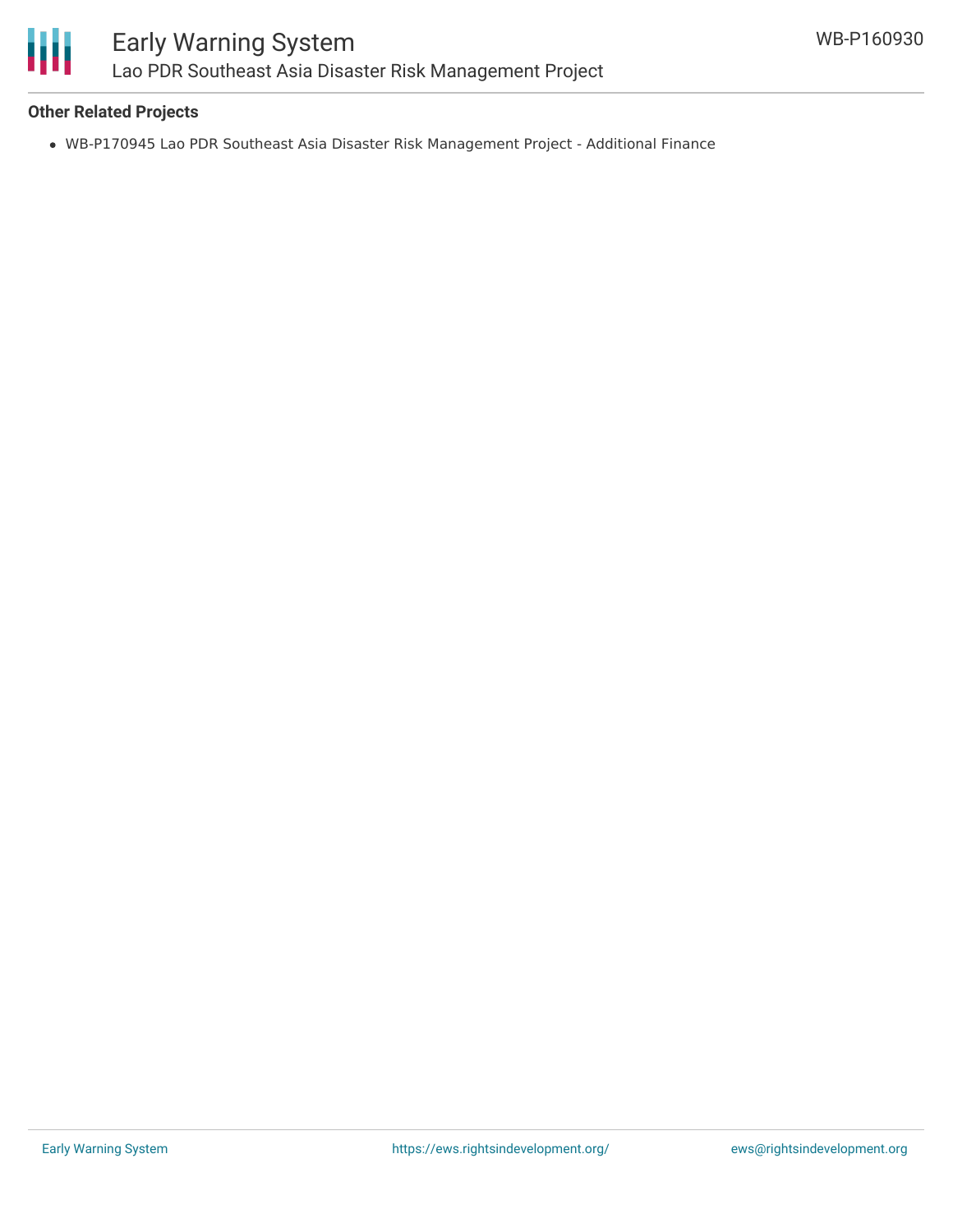**Other Related Projects**

- WB-P170945 Lao PDR Southeast Asia Disaster Risk Management Project - Additional Finance